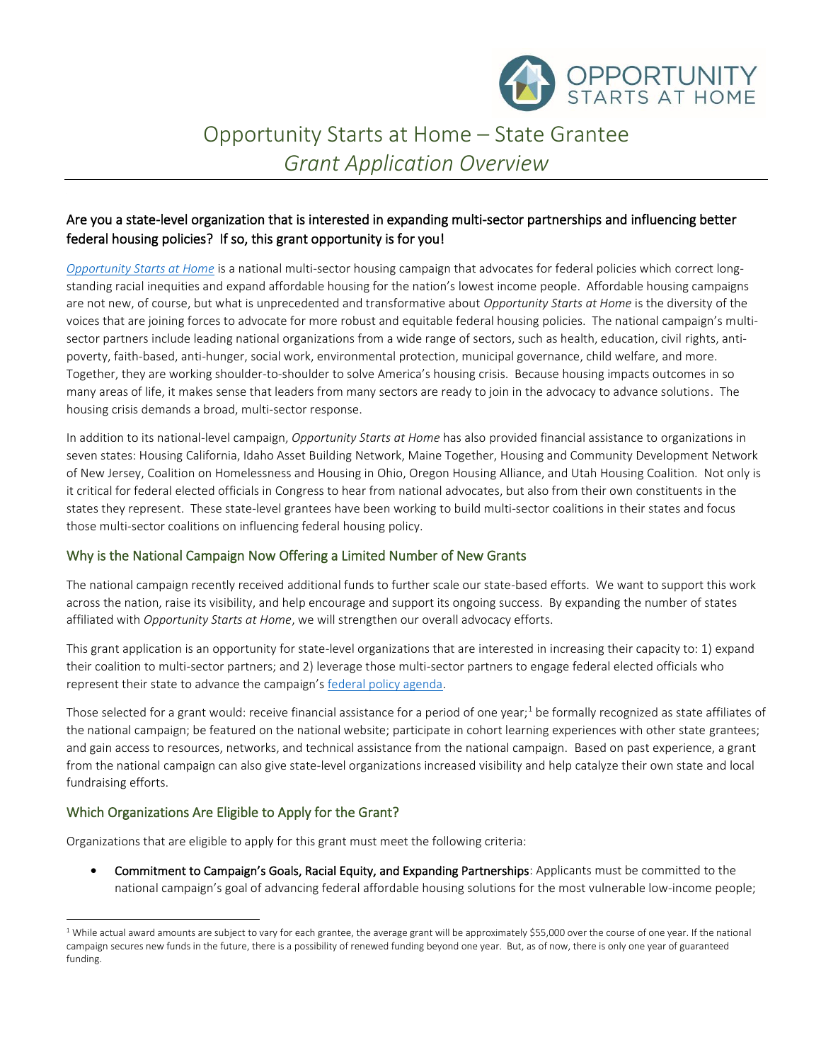# Opportunity Starts at Home – State Grantee

## *Grant Application Overview*

### Are you a state-level organization that is interested in expanding multi-sector partnerships and influencing better federal housing policies? If so, this grant opportunity is for you!

*Opportunity Starts at Home* is a national multi-sector housing campaign that advocates for federal policies which correct long-standing racial inequities and expand affordable housing for the nation's lowest income people. Affordable housing campaigns are not new, of course, but what is unprecedented and transformative about *Opportunity Starts at Home* is the diversity of the voices that are joining forces to advocate for more robust and equitable federal housing policies. The national campaign's multi-sector partners include leading national organizations from a wide range of sectors, such as health, education, civil rights, anti-poverty, faith-based, anti-hunger, social work, environmental protection, municipal governance, child welfare, and more. Together, they are working shoulder-to-shoulder to solve America's housing crisis. Because housing impacts outcomes in so many areas of life, it makes sense that leaders from many sectors are ready to join in the advocacy to advance solutions. The housing crisis demands a broad, multi-sector response.

In addition to its national-level campaign, *Opportunity Starts at Home* has also provided financial assistance to organizations in seven states: Housing California, Idaho Asset Building Network, Maine Together, Housing and Community Development Network of New Jersey, Coalition on Homelessness and Housing in Ohio, Oregon Housing Alliance, and Utah Housing Coalition. Not only is it critical for federal elected officials in Congress to hear from national advocates, but also from their own constituents in the states they represent. These state-level grantees have been working to build multi-sector coalitions in their states and focus those multi-sector coalitions on influencing federal housing policy.

### Why is the National Campaign Now Offering a Limited Number of New Grants

The national campaign recently received additional funds to further scale our state-based efforts. We want to support this work across the nation, raise its visibility, and help encourage and support its ongoing success. By expanding the number of states affiliated with *Opportunity Starts at Home*, we will strengthen our overall advocacy efforts.

This grant application is an opportunity for state-level organizations that are interested in increasing their capacity to: 1) expand their coalition to multi-sector partners; and 2) leverage those multi-sector partners to engage federal elected officials who represent their state to advance the campaign's federal policy agenda.

Those selected for a grant would: receive financial assistance for a period of one year;[1] be formally recognized as state affiliates of the national campaign; be featured on the national website; participate in cohort learning experiences with other state grantees; and gain access to resources, networks, and technical assistance from the national campaign. Based on past experience, a grant from the national campaign can also give state-level organizations increased visibility and help catalyze their own state and local fundraising efforts.

### Which Organizations Are Eligible to Apply for the Grant?

Organizations that are eligible to apply for this grant must meet the following criteria:

- Commitment to Campaign's Goals, Racial Equity, and Expanding Partnerships: Applicants must be committed to the national campaign's goal of advancing federal affordable housing solutions for the most vulnerable low-income people;

---

[1] While actual award amounts are subject to vary for each grantee, the average grant will be approximately $55,000 over the course of one year. If the national campaign secures new funds in the future, there is a possibility of renewed funding beyond one year. But, as of now, there is only one year of guaranteed funding.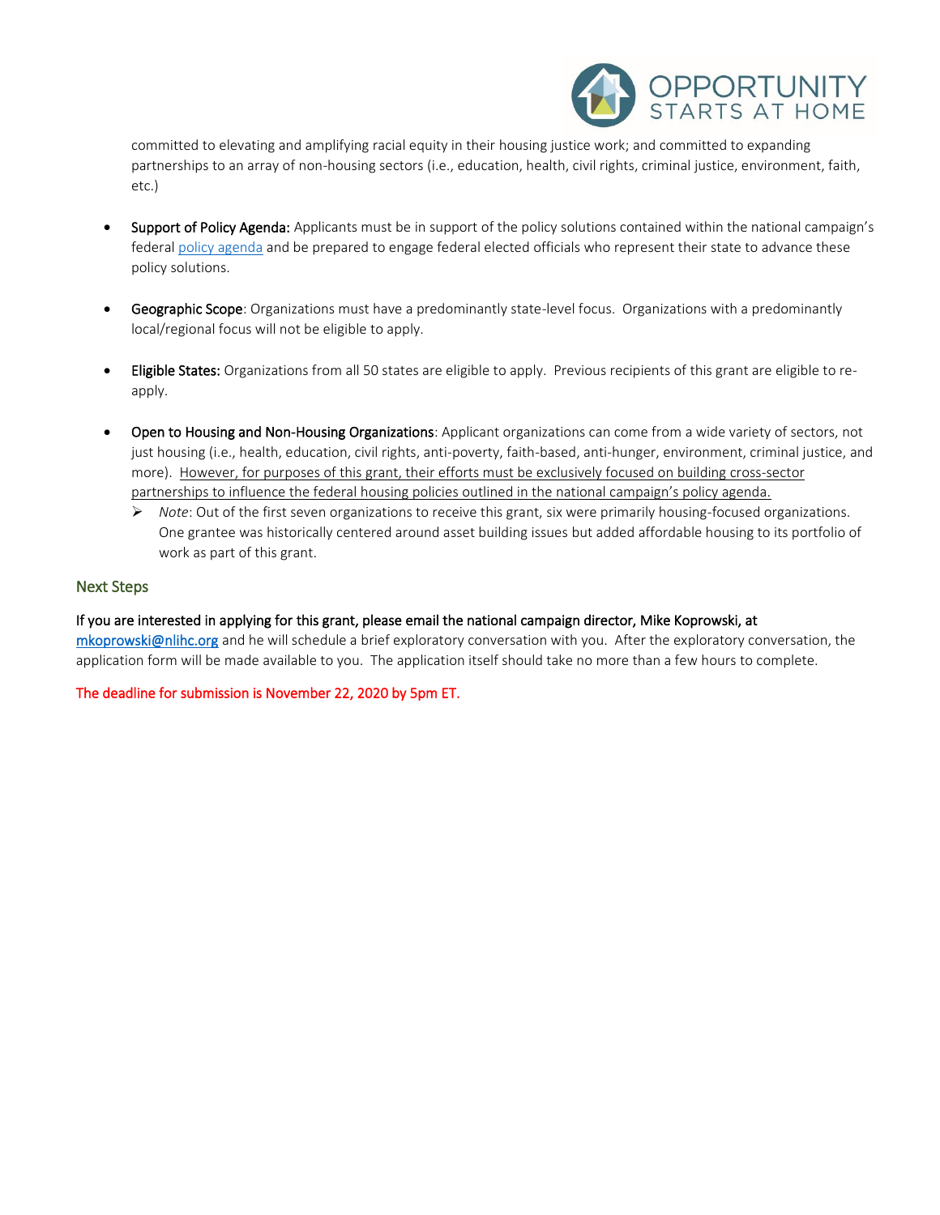committed to elevating and amplifying racial equity in their housing justice work; and committed to expanding partnerships to an array of non-housing sectors (i.e., education, health, civil rights, criminal justice, environment, faith, etc.)

- **Support of Policy Agenda:** Applicants must be in support of the policy solutions contained within the national campaign's federal policy agenda and be prepared to engage federal elected officials who represent their state to advance these policy solutions.

- **Geographic Scope**: Organizations must have a predominantly state-level focus. Organizations with a predominantly local/regional focus will not be eligible to apply.

- **Eligible States:** Organizations from all 50 states are eligible to apply. Previous recipients of this grant are eligible to re-apply.

- **Open to Housing and Non-Housing Organizations**: Applicant organizations can come from a wide variety of sectors, not just housing (i.e., health, education, civil rights, anti-poverty, faith-based, anti-hunger, environment, criminal justice, and more). <u>However, for purposes of this grant, their efforts must be exclusively focused on building cross-sector partnerships to influence the federal housing policies outlined in the national campaign's policy agenda.</u>
  - *Note*: Out of the first seven organizations to receive this grant, six were primarily housing-focused organizations. One grantee was historically centered around asset building issues but added affordable housing to its portfolio of work as part of this grant.

## Next Steps

**If you are interested in applying for this grant, please email the national campaign director, Mike Koprowski, at** mkoprowski@nlihc.org and he will schedule a brief exploratory conversation with you. After the exploratory conversation, the application form will be made available to you. The application itself should take no more than a few hours to complete.

**The deadline for submission is November 22, 2020 by 5pm ET.**